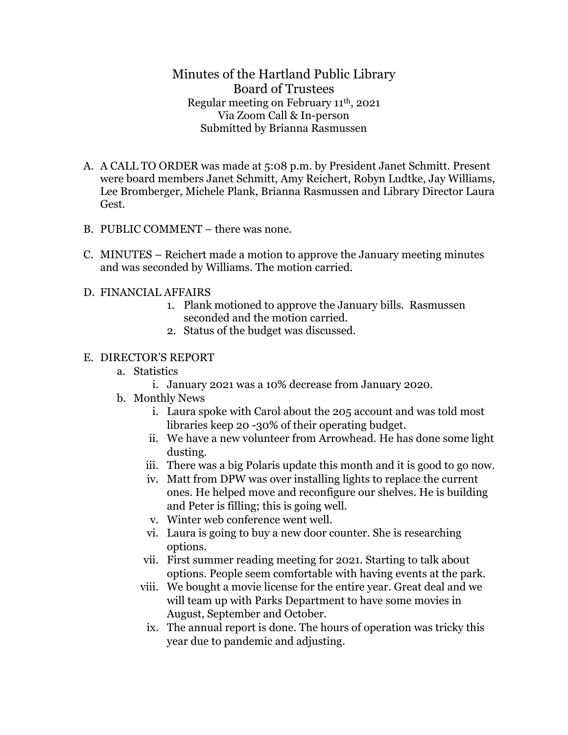# Minutes of the Hartland Public Library Board of Trustees

Regular meeting on February 11th, 2021
Via Zoom Call & In-person
Submitted by Brianna Rasmussen

A. A CALL TO ORDER was made at 5:08 p.m. by President Janet Schmitt. Present were board members Janet Schmitt, Amy Reichert, Robyn Ludtke, Jay Williams, Lee Bromberger, Michele Plank, Brianna Rasmussen and Library Director Laura Gest.

B. PUBLIC COMMENT – there was none.

C. MINUTES – Reichert made a motion to approve the January meeting minutes and was seconded by Williams. The motion carried.

D. FINANCIAL AFFAIRS
   1. Plank motioned to approve the January bills. Rasmussen seconded and the motion carried.
   2. Status of the budget was discussed.

E. DIRECTOR'S REPORT
   a. Statistics
      i. January 2021 was a 10% decrease from January 2020.
   b. Monthly News
      i. Laura spoke with Carol about the 205 account and was told most libraries keep 20 -30% of their operating budget.
      ii. We have a new volunteer from Arrowhead. He has done some light dusting.
      iii. There was a big Polaris update this month and it is good to go now.
      iv. Matt from DPW was over installing lights to replace the current ones. He helped move and reconfigure our shelves. He is building and Peter is filling; this is going well.
      v. Winter web conference went well.
      vi. Laura is going to buy a new door counter. She is researching options.
      vii. First summer reading meeting for 2021. Starting to talk about options. People seem comfortable with having events at the park.
      viii. We bought a movie license for the entire year. Great deal and we will team up with Parks Department to have some movies in August, September and October.
      ix. The annual report is done. The hours of operation was tricky this year due to pandemic and adjusting.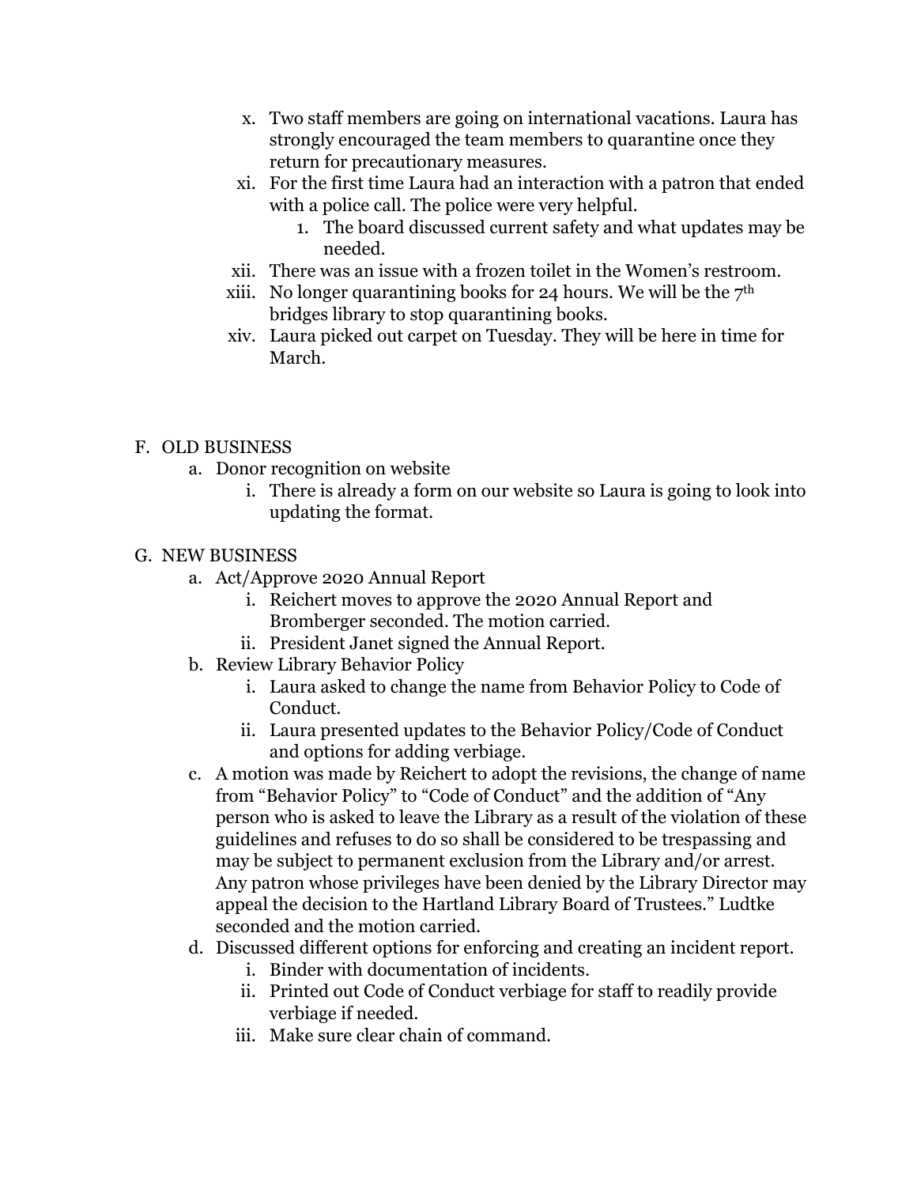x. Two staff members are going on international vacations. Laura has strongly encouraged the team members to quarantine once they return for precautionary measures.

xi. For the first time Laura had an interaction with a patron that ended with a police call. The police were very helpful.

1. The board discussed current safety and what updates may be needed.

xii. There was an issue with a frozen toilet in the Women's restroom.

xiii. No longer quarantining books for 24 hours. We will be the 7th bridges library to stop quarantining books.

xiv. Laura picked out carpet on Tuesday. They will be here in time for March.

F. OLD BUSINESS

a. Donor recognition on website

i. There is already a form on our website so Laura is going to look into updating the format.

G. NEW BUSINESS

a. Act/Approve 2020 Annual Report

i. Reichert moves to approve the 2020 Annual Report and Bromberger seconded. The motion carried.

ii. President Janet signed the Annual Report.

b. Review Library Behavior Policy

i. Laura asked to change the name from Behavior Policy to Code of Conduct.

ii. Laura presented updates to the Behavior Policy/Code of Conduct and options for adding verbiage.

c. A motion was made by Reichert to adopt the revisions, the change of name from "Behavior Policy" to "Code of Conduct" and the addition of "Any person who is asked to leave the Library as a result of the violation of these guidelines and refuses to do so shall be considered to be trespassing and may be subject to permanent exclusion from the Library and/or arrest. Any patron whose privileges have been denied by the Library Director may appeal the decision to the Hartland Library Board of Trustees." Ludtke seconded and the motion carried.

d. Discussed different options for enforcing and creating an incident report.

i. Binder with documentation of incidents.

ii. Printed out Code of Conduct verbiage for staff to readily provide verbiage if needed.

iii. Make sure clear chain of command.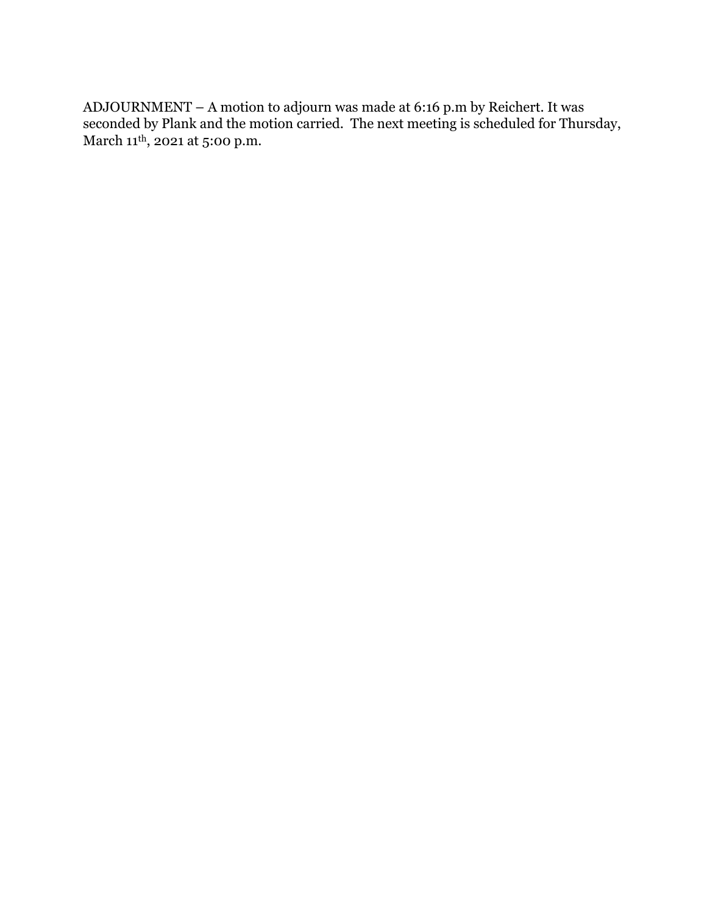ADJOURNMENT – A motion to adjourn was made at 6:16 p.m by Reichert. It was seconded by Plank and the motion carried. The next meeting is scheduled for Thursday, March 11th, 2021 at 5:00 p.m.